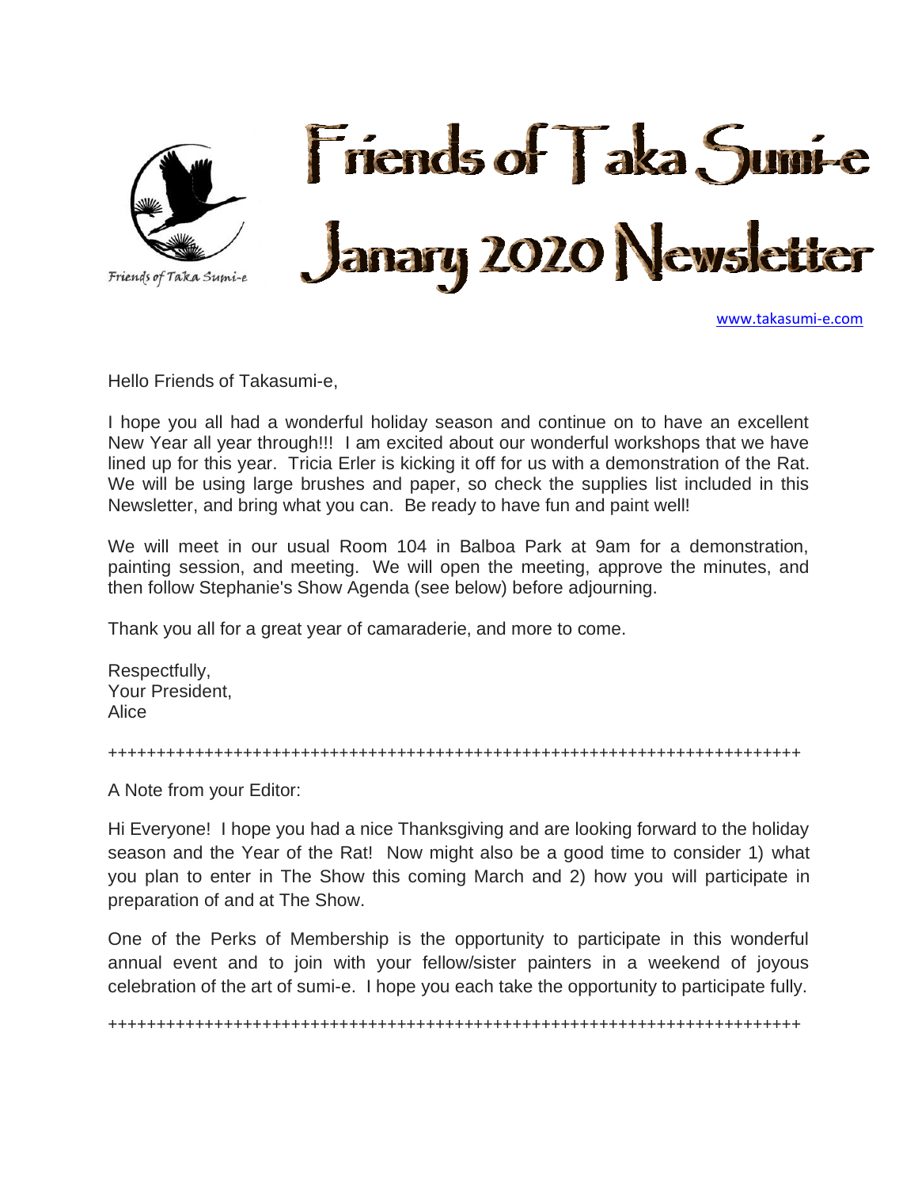Friends of Taka Sumi-e

# Friends of Taka Sumi-e

# Janary 2020 Newsletter

www.takasumi-e.com

Hello Friends of Takasumi-e,

I hope you all had a wonderful holiday season and continue on to have an excellent New Year all year through!!! I am excited about our wonderful workshops that we have lined up for this year. Tricia Erler is kicking it off for us with a demonstration of the Rat. We will be using large brushes and paper, so check the supplies list included in this Newsletter, and bring what you can. Be ready to have fun and paint well!

We will meet in our usual Room 104 in Balboa Park at 9am for a demonstration, painting session, and meeting. We will open the meeting, approve the minutes, and then follow Stephanie's Show Agenda (see below) before adjourning.

Thank you all for a great year of camaraderie, and more to come.

Respectfully,
Your President,
Alice

++++++++++++++++++++++++++++++++++++++++++++++++++++++++++++++++++++++++++++

A Note from your Editor:

Hi Everyone! I hope you had a nice Thanksgiving and are looking forward to the holiday season and the Year of the Rat! Now might also be a good time to consider 1) what you plan to enter in The Show this coming March and 2) how you will participate in preparation of and at The Show.

One of the Perks of Membership is the opportunity to participate in this wonderful annual event and to join with your fellow/sister painters in a weekend of joyous celebration of the art of sumi-e. I hope you each take the opportunity to participate fully.

++++++++++++++++++++++++++++++++++++++++++++++++++++++++++++++++++++++++++++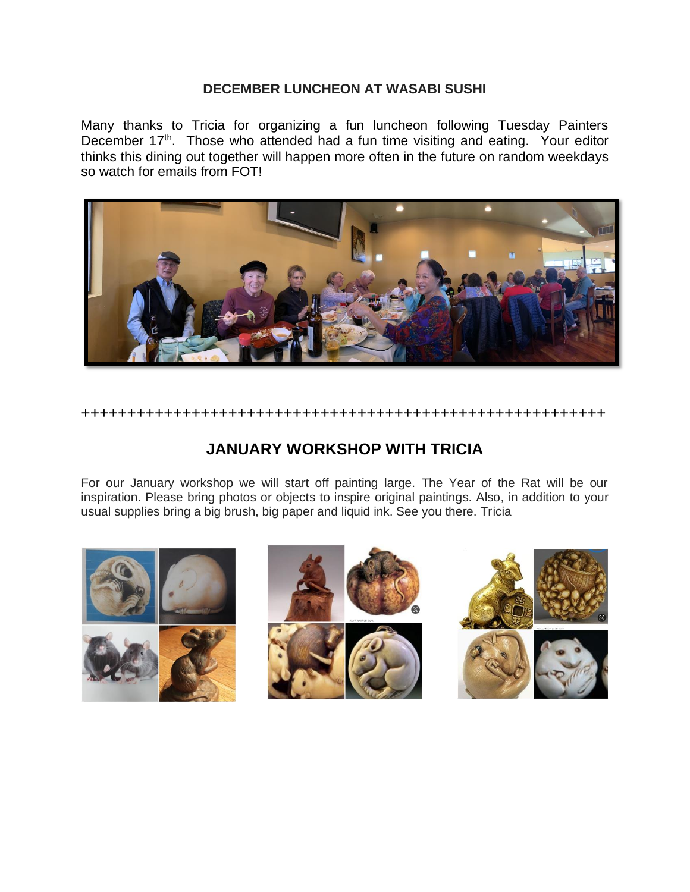## DECEMBER LUNCHEON AT WASABI SUSHI

Many thanks to Tricia for organizing a fun luncheon following Tuesday Painters December 17th. Those who attended had a fun time visiting and eating. Your editor thinks this dining out together will happen more often in the future on random weekdays so watch for emails from FOT!

++++++++++++++++++++++++++++++++++++++++++++++++++++++++++

## JANUARY WORKSHOP WITH TRICIA

For our January workshop we will start off painting large. The Year of the Rat will be our inspiration. Please bring photos or objects to inspire original paintings. Also, in addition to your usual supplies bring a big brush, big paper and liquid ink. See you there. Tricia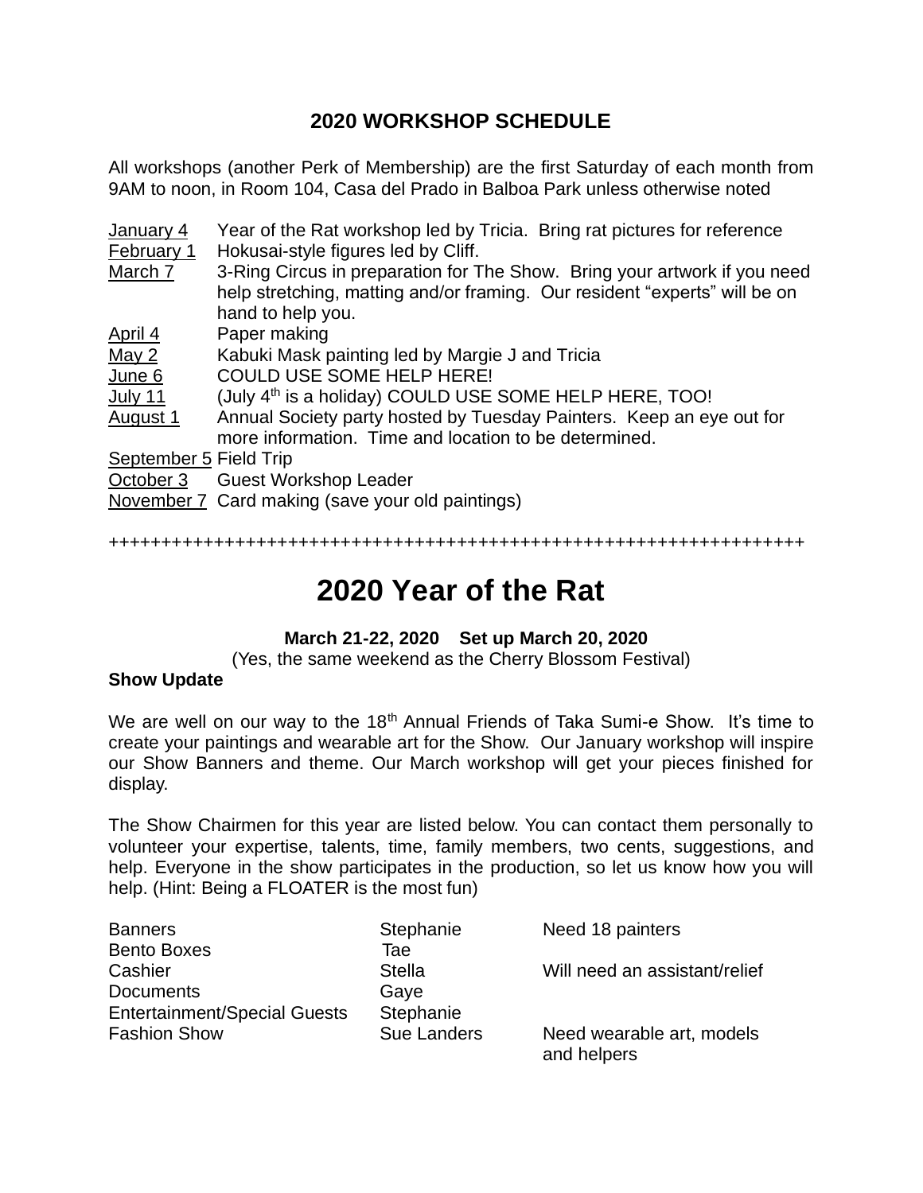## 2020 WORKSHOP SCHEDULE

All workshops (another Perk of Membership) are the first Saturday of each month from 9AM to noon, in Room 104, Casa del Prado in Balboa Park unless otherwise noted

| | |
|---|---|
| January 4 | Year of the Rat workshop led by Tricia. Bring rat pictures for reference |
| February 1 | Hokusai-style figures led by Cliff. |
| March 7 | 3-Ring Circus in preparation for The Show. Bring your artwork if you need help stretching, matting and/or framing. Our resident "experts" will be on hand to help you. |
| April 4 | Paper making |
| May 2 | Kabuki Mask painting led by Margie J and Tricia |
| June 6 | COULD USE SOME HELP HERE! |
| July 11 | (July 4th is a holiday) COULD USE SOME HELP HERE, TOO! |
| August 1 | Annual Society party hosted by Tuesday Painters. Keep an eye out for more information. Time and location to be determined. |
| September 5 | Field Trip |
| October 3 | Guest Workshop Leader |
| November 7 | Card making (save your old paintings) |

++++++++++++++++++++++++++++++++++++++++++++++++++++++++++++++++++++

# 2020 Year of the Rat

**March 21-22, 2020 Set up March 20, 2020**

(Yes, the same weekend as the Cherry Blossom Festival)

**Show Update**

We are well on our way to the 18th Annual Friends of Taka Sumi-e Show. It's time to create your paintings and wearable art for the Show. Our January workshop will inspire our Show Banners and theme. Our March workshop will get your pieces finished for display.

The Show Chairmen for this year are listed below. You can contact them personally to volunteer your expertise, talents, time, family members, two cents, suggestions, and help. Everyone in the show participates in the production, so let us know how you will help. (Hint: Being a FLOATER is the most fun)

| | | |
|---|---|---|
| Banners | Stephanie | Need 18 painters |
| Bento Boxes | Tae | |
| Cashier | Stella | Will need an assistant/relief |
| Documents | Gaye | |
| Entertainment/Special Guests | Stephanie | |
| Fashion Show | Sue Landers | Need wearable art, models and helpers |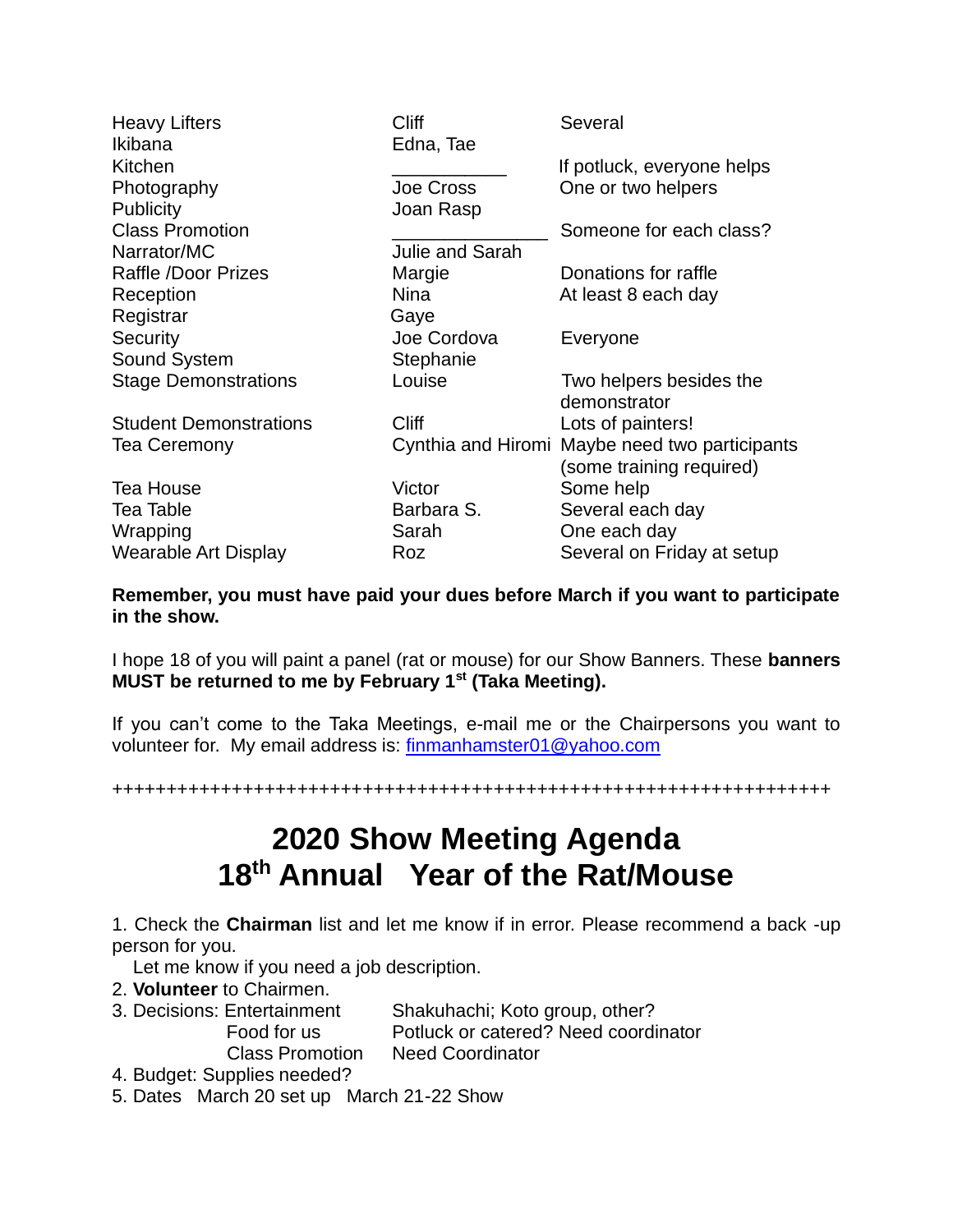| | | |
|---|---|---|
| Heavy Lifters | Cliff | Several |
| Ikibana | Edna, Tae | |
| Kitchen | ___________ | If potluck, everyone helps |
| Photography | Joe Cross | One or two helpers |
| Publicity | Joan Rasp | |
| Class Promotion | _______________ | Someone for each class? |
| Narrator/MC | Julie and Sarah | |
| Raffle /Door Prizes | Margie | Donations for raffle |
| Reception | Nina | At least 8 each day |
| Registrar | Gaye | |
| Security | Joe Cordova | Everyone |
| Sound System | Stephanie | |
| Stage Demonstrations | Louise | Two helpers besides the demonstrator |
| Student Demonstrations | Cliff | Lots of painters! |
| Tea Ceremony | Cynthia and Hiromi | Maybe need two participants (some training required) |
| Tea House | Victor | Some help |
| Tea Table | Barbara S. | Several each day |
| Wrapping | Sarah | One each day |
| Wearable Art Display | Roz | Several on Friday at setup |

**Remember, you must have paid your dues before March if you want to participate in the show.**

I hope 18 of you will paint a panel (rat or mouse) for our Show Banners. These **banners MUST be returned to me by February 1st (Taka Meeting).**

If you can't come to the Taka Meetings, e-mail me or the Chairpersons you want to volunteer for. My email address is: finmanhamster01@yahoo.com

++++++++++++++++++++++++++++++++++++++++++++++++++++++++++++++++++++++

# 2020 Show Meeting Agenda
# 18th Annual Year of the Rat/Mouse

1. Check the **Chairman** list and let me know if in error. Please recommend a back -up person for you.
   Let me know if you need a job description.
2. **Volunteer** to Chairmen.
3. Decisions: Entertainment — Shakuhachi; Koto group, other?
   Food for us — Potluck or catered? Need coordinator
   Class Promotion — Need Coordinator
4. Budget: Supplies needed?
5. Dates March 20 set up March 21-22 Show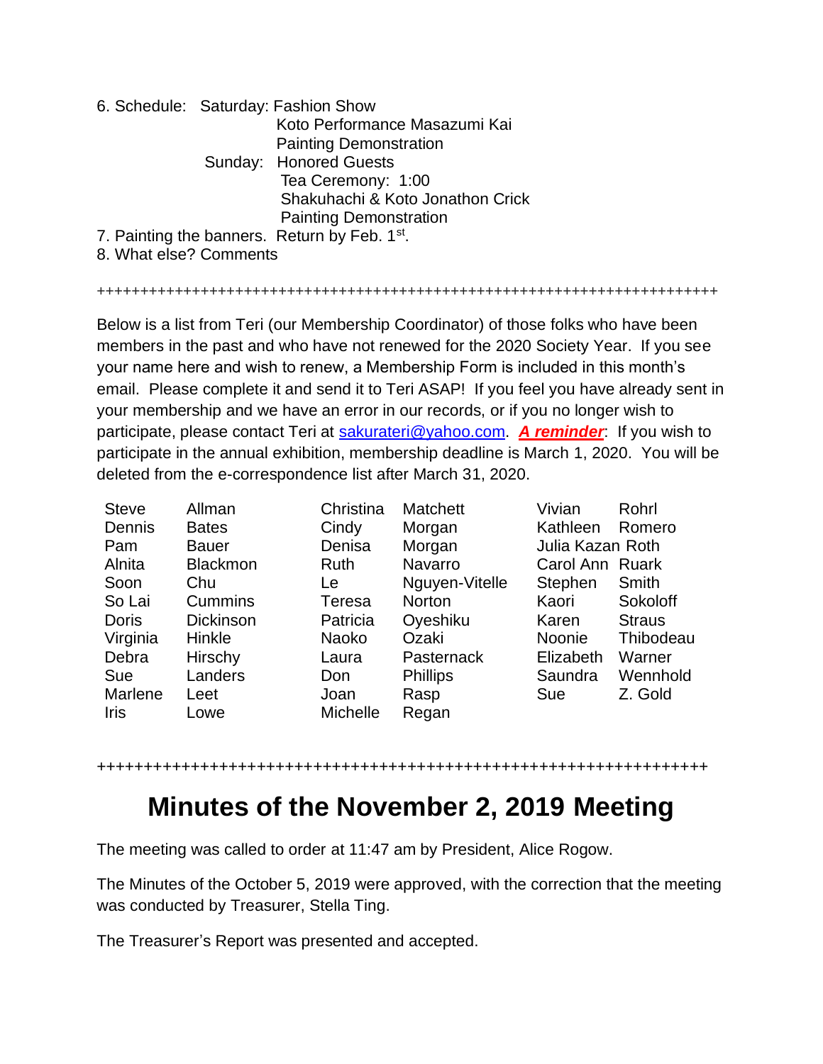6. Schedule: Saturday: Fashion Show
   - Koto Performance Masazumi Kai
   - Painting Demonstration

   Sunday: Honored Guests
   - Tea Ceremony: 1:00
   - Shakuhachi & Koto Jonathon Crick
   - Painting Demonstration

7. Painting the banners. Return by Feb. 1st.
8. What else? Comments

++++++++++++++++++++++++++++++++++++++++++++++++++++++++++++++++++++++++++++

Below is a list from Teri (our Membership Coordinator) of those folks who have been members in the past and who have not renewed for the 2020 Society Year. If you see your name here and wish to renew, a Membership Form is included in this month's email. Please complete it and send it to Teri ASAP! If you feel you have already sent in your membership and we have an error in our records, or if you no longer wish to participate, please contact Teri at sakurateri@yahoo.com. ***A reminder***: If you wish to participate in the annual exhibition, membership deadline is March 1, 2020. You will be deleted from the e-correspondence list after March 31, 2020.

| | | | | | |
|---|---|---|---|---|---|
| Steve | Allman | Christina | Matchett | Vivian | Rohrl |
| Dennis | Bates | Cindy | Morgan | Kathleen | Romero |
| Pam | Bauer | Denisa | Morgan | Julia Kazan | Roth |
| Alnita | Blackmon | Ruth | Navarro | Carol Ann | Ruark |
| Soon | Chu | Le | Nguyen-Vitelle | Stephen | Smith |
| So Lai | Cummins | Teresa | Norton | Kaori | Sokoloff |
| Doris | Dickinson | Patricia | Oyeshiku | Karen | Straus |
| Virginia | Hinkle | Naoko | Ozaki | Noonie | Thibodeau |
| Debra | Hirschy | Laura | Pasternack | Elizabeth | Warner |
| Sue | Landers | Don | Phillips | Saundra | Wennhold |
| Marlene | Leet | Joan | Rasp | Sue | Z. Gold |
| Iris | Lowe | Michelle | Regan | | |

++++++++++++++++++++++++++++++++++++++++++++++++++++++++++++++++++++++++++

# Minutes of the November 2, 2019 Meeting

The meeting was called to order at 11:47 am by President, Alice Rogow.

The Minutes of the October 5, 2019 were approved, with the correction that the meeting was conducted by Treasurer, Stella Ting.

The Treasurer's Report was presented and accepted.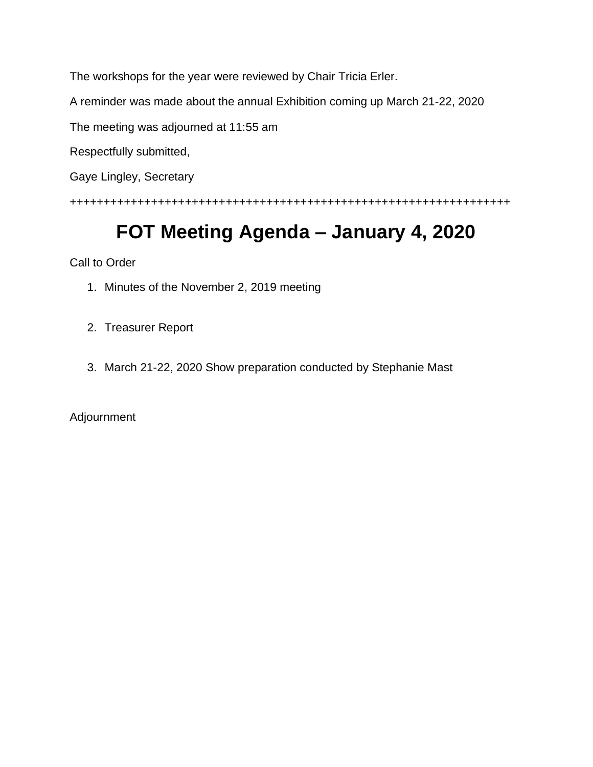The workshops for the year were reviewed by Chair Tricia Erler.

A reminder was made about the annual Exhibition coming up March 21-22, 2020

The meeting was adjourned at 11:55 am

Respectfully submitted,

Gaye Lingley, Secretary

+++++++++++++++++++++++++++++++++++++++++++++++++++++++++++++++++++

# FOT Meeting Agenda – January 4, 2020

Call to Order

1. Minutes of the November 2, 2019 meeting

2. Treasurer Report

3. March 21-22, 2020 Show preparation conducted by Stephanie Mast

Adjournment